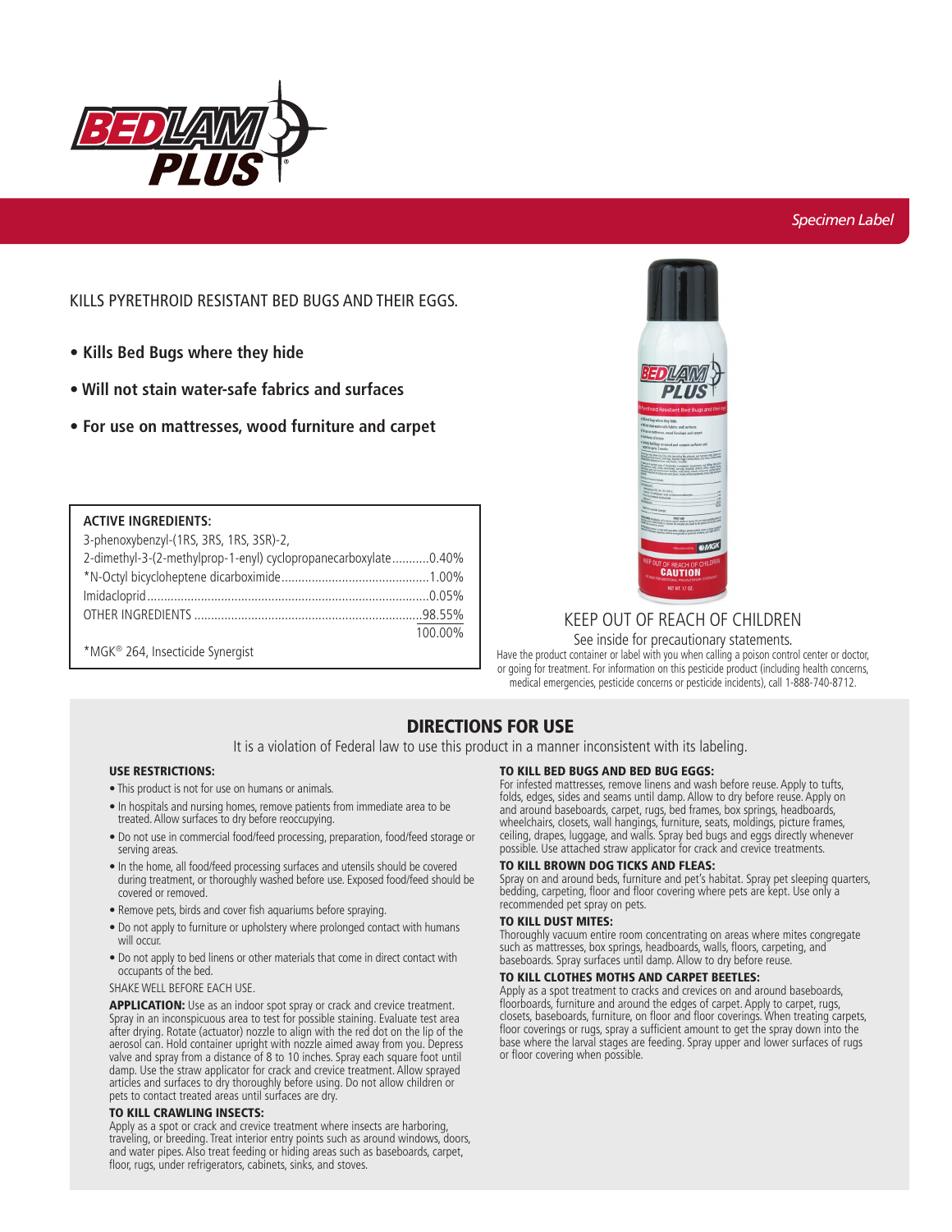# BEDLAM PLUS®

*Specimen Label*

KILLS PYRETHROID RESISTANT BED BUGS AND THEIR EGGS.

- **Kills Bed Bugs where they hide**
- **Will not stain water-safe fabrics and surfaces**
- **For use on mattresses, wood furniture and carpet**

| **ACTIVE INGREDIENTS:** | |
|---|---|
| 3-phenoxybenzyl-(1RS, 3RS, 1RS, 3SR)-2, 2-dimethyl-3-(2-methylprop-1-enyl) cyclopropanecarboxylate | 0.40% |
| *N-Octyl bicycloheptene dicarboximide | 1.00% |
| Imidacloprid | 0.05% |
| OTHER INGREDIENTS | 98.55% |
| | 100.00% |

*MGK® 264, Insecticide Synergist

KEEP OUT OF REACH OF CHILDREN

See inside for precautionary statements.

Have the product container or label with you when calling a poison control center or doctor, or going for treatment. For information on this pesticide product (including health concerns, medical emergencies, pesticide concerns or pesticide incidents), call 1-888-740-8712.

## DIRECTIONS FOR USE

It is a violation of Federal law to use this product in a manner inconsistent with its labeling.

### USE RESTRICTIONS:

- This product is not for use on humans or animals.
- In hospitals and nursing homes, remove patients from immediate area to be treated. Allow surfaces to dry before reoccupying.
- Do not use in commercial food/feed processing, preparation, food/feed storage or serving areas.
- In the home, all food/feed processing surfaces and utensils should be covered during treatment, or thoroughly washed before use. Exposed food/feed should be covered or removed.
- Remove pets, birds and cover fish aquariums before spraying.
- Do not apply to furniture or upholstery where prolonged contact with humans will occur.
- Do not apply to bed linens or other materials that come in direct contact with occupants of the bed.

SHAKE WELL BEFORE EACH USE.

**APPLICATION:** Use as an indoor spot spray or crack and crevice treatment. Spray in an inconspicuous area to test for possible staining. Evaluate test area after drying. Rotate (actuator) nozzle to align with the red dot on the lip of the aerosol can. Hold container upright with nozzle aimed away from you. Depress valve and spray from a distance of 8 to 10 inches. Spray each square foot until damp. Use the straw applicator for crack and crevice treatment. Allow sprayed articles and surfaces to dry thoroughly before using. Do not allow children or pets to contact treated areas until surfaces are dry.

### TO KILL CRAWLING INSECTS:

Apply as a spot or crack and crevice treatment where insects are harboring, traveling, or breeding. Treat interior entry points such as around windows, doors, and water pipes. Also treat feeding or hiding areas such as baseboards, carpet, floor, rugs, under refrigerators, cabinets, sinks, and stoves.

### TO KILL BED BUGS AND BED BUG EGGS:

For infested mattresses, remove linens and wash before reuse. Apply to tufts, folds, edges, sides and seams until damp. Allow to dry before reuse. Apply on and around baseboards, carpet, rugs, bed frames, box springs, headboards, wheelchairs, closets, wall hangings, furniture, seats, moldings, picture frames, ceiling, drapes, luggage, and walls. Spray bed bugs and eggs directly whenever possible. Use attached straw applicator for crack and crevice treatments.

### TO KILL BROWN DOG TICKS AND FLEAS:

Spray on and around beds, furniture and pet's habitat. Spray pet sleeping quarters, bedding, carpeting, floor and floor covering where pets are kept. Use only a recommended pet spray on pets.

### TO KILL DUST MITES:

Thoroughly vacuum entire room concentrating on areas where mites congregate such as mattresses, box springs, headboards, walls, floors, carpeting, and baseboards. Spray surfaces until damp. Allow to dry before reuse.

### TO KILL CLOTHES MOTHS AND CARPET BEETLES:

Apply as a spot treatment to cracks and crevices on and around baseboards, floorboards, furniture and around the edges of carpet. Apply to carpet, rugs, closets, baseboards, furniture, on floor and floor coverings. When treating carpets, floor coverings or rugs, spray a sufficient amount to get the spray down into the base where the larval stages are feeding. Spray upper and lower surfaces of rugs or floor covering when possible.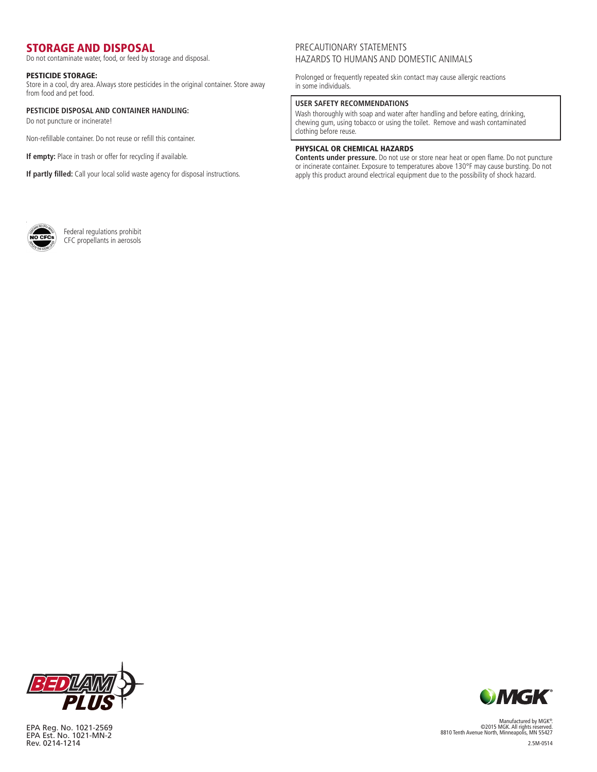## STORAGE AND DISPOSAL

Do not contaminate water, food, or feed by storage and disposal.

**PESTICIDE STORAGE:**
Store in a cool, dry area. Always store pesticides in the original container. Store away from food and pet food.

**PESTICIDE DISPOSAL AND CONTAINER HANDLING:**
Do not puncture or incinerate!

Non-refillable container. Do not reuse or refill this container.

**If empty:** Place in trash or offer for recycling if available.

**If partly filled:** Call your local solid waste agency for disposal instructions.

## PRECAUTIONARY STATEMENTS
## HAZARDS TO HUMANS AND DOMESTIC ANIMALS

Prolonged or frequently repeated skin contact may cause allergic reactions in some individuals.

**USER SAFETY RECOMMENDATIONS**
Wash thoroughly with soap and water after handling and before eating, drinking, chewing gum, using tobacco or using the toilet. Remove and wash contaminated clothing before reuse.

**PHYSICAL OR CHEMICAL HAZARDS**
**Contents under pressure.** Do not use or store near heat or open flame. Do not puncture or incinerate container. Exposure to temperatures above 130°F may cause bursting. Do not apply this product around electrical equipment due to the possibility of shock hazard.

NO CFCs

Federal regulations prohibit CFC propellants in aerosols

BEDLAM PLUS®

EPA Reg. No. 1021-2569
EPA Est. No. 1021-MN-2
Rev. 0214-1214

MGK®

Manufactured by MGK®.
©2015 MGK. All rights reserved.
8810 Tenth Avenue North, Minneapolis, MN 55427

2.5M-0514